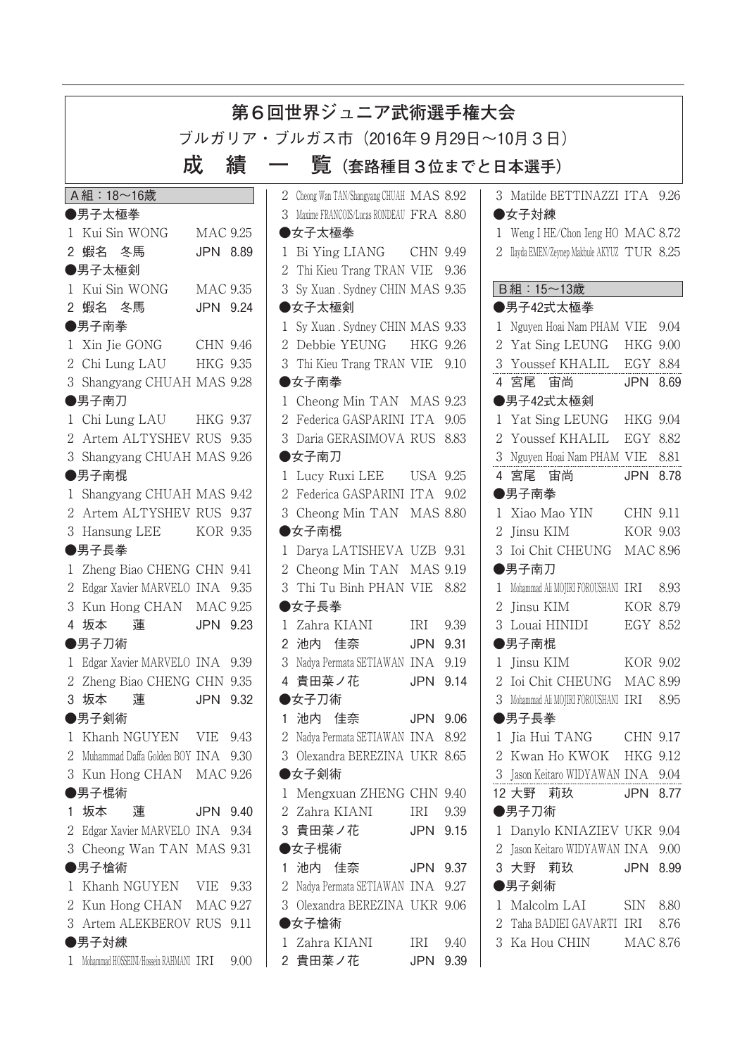# 第６回世界ジュニア武術選手権大会

ブルガリア・ブルガス市（2016年９月29日〜10月３日）

## 成　績　一　覧（套路種目３位までと日本選手）

### Ａ組：18〜16歳

●男子太極拳

1 Kui Sin WONG MAC 9.25
2 蝦名　冬馬 JPN 8.89

●男子太極剣

1 Kui Sin WONG MAC 9.35
2 蝦名　冬馬 JPN 9.24

●男子南拳

1 Xin Jie GONG CHN 9.46
2 Chi Lung LAU HKG 9.35
3 Shangyang CHUAH MAS 9.28

●男子南刀

1 Chi Lung LAU HKG 9.37
2 Artem ALTYSHEV RUS 9.35
3 Shangyang CHUAH MAS 9.26

●男子南棍

1 Shangyang CHUAH MAS 9.42
2 Artem ALTYSHEV RUS 9.37
3 Hansung LEE KOR 9.35

●男子長拳

1 Zheng Biao CHENG CHN 9.41
2 Edgar Xavier MARVELO INA 9.35
3 Kun Hong CHAN MAC 9.25
4 坂本　蓮 JPN 9.23

●男子刀術

1 Edgar Xavier MARVELO INA 9.39
2 Zheng Biao CHENG CHN 9.35
3 坂本　蓮 JPN 9.32

●男子剣術

1 Khanh NGUYEN VIE 9.43
2 Muhammad Daffa Golden BOY INA 9.30
3 Kun Hong CHAN MAC 9.26

●男子棍術

1 坂本　蓮 JPN 9.40
2 Edgar Xavier MARVELO INA 9.34
3 Cheong Wan TAN MAS 9.31

●男子槍術

1 Khanh NGUYEN VIE 9.33
2 Kun Hong CHAN MAC 9.27
3 Artem ALEKBEROV RUS 9.11

●男子対練

1 Mohammad HOSSEINI/Hossein RAHMANI IRI 9.00
2 Cheong Wan TAN/Shangyang CHUAH MAS 8.92
3 Maxime FRANCOIS/Lucas RONDEAU FRA 8.80

●女子太極拳

1 Bi Ying LIANG CHN 9.49
2 Thi Kieu Trang TRAN VIE 9.36
3 Sy Xuan . Sydney CHIN MAS 9.35

●女子太極剣

1 Sy Xuan . Sydney CHIN MAS 9.33
2 Debbie YEUNG HKG 9.26
3 Thi Kieu Trang TRAN VIE 9.10

●女子南拳

1 Cheong Min TAN MAS 9.23
2 Federica GASPARINI ITA 9.05
3 Daria GERASIMOVA RUS 8.83

●女子南刀

1 Lucy Ruxi LEE USA 9.25
2 Federica GASPARINI ITA 9.02
3 Cheong Min TAN MAS 8.80

●女子南棍

1 Darya LATISHEVA UZB 9.31
2 Cheong Min TAN MAS 9.19
3 Thi Tu Binh PHAN VIE 8.82

●女子長拳

1 Zahra KIANI IRI 9.39
2 池内　佳奈 JPN 9.31
3 Nadya Permata SETIAWAN INA 9.19
4 貴田菜ノ花 JPN 9.14

●女子刀術

1 池内　佳奈 JPN 9.06
2 Nadya Permata SETIAWAN INA 8.92
3 Olexandra BEREZINA UKR 8.65

●女子剣術

1 Mengxuan ZHENG CHN 9.40
2 Zahra KIANI IRI 9.39
3 貴田菜ノ花 JPN 9.15

●女子棍術

1 池内　佳奈 JPN 9.37
2 Nadya Permata SETIAWAN INA 9.27
3 Olexandra BEREZINA UKR 9.06

●女子槍術

1 Zahra KIANI IRI 9.40
2 貴田菜ノ花 JPN 9.39
3 Matilde BETTINAZZI ITA 9.26

●女子対練

1 Weng I HE/Chon Ieng HO MAC 8.72
2 Ilayda EMEN/Zeynep Makbule AKYUZ TUR 8.25

### Ｂ組：15〜13歳

●男子42式太極拳

1 Nguyen Hoai Nam PHAM VIE 9.04
2 Yat Sing LEUNG HKG 9.00
3 Youssef KHALIL EGY 8.84
4 宮尾　宙尚 JPN 8.69

●男子42式太極剣

1 Yat Sing LEUNG HKG 9.04
2 Youssef KHALIL EGY 8.82
3 Nguyen Hoai Nam PHAM VIE 8.81
4 宮尾　宙尚 JPN 8.78

●男子南拳

1 Xiao Mao YIN CHN 9.11
2 Jinsu KIM KOR 9.03
3 Ioi Chit CHEUNG MAC 8.96

●男子南刀

1 Mohammad Ali MOJIRI FOROUSHANI IRI 8.93
2 Jinsu KIM KOR 8.79
3 Louai HINIDI EGY 8.52

●男子南棍

1 Jinsu KIM KOR 9.02
2 Ioi Chit CHEUNG MAC 8.99
3 Mohammad Ali MOJIRI FOROUSHANI IRI 8.95

●男子長拳

1 Jia Hui TANG CHN 9.17
2 Kwan Ho KWOK HKG 9.12
3 Jason Keitaro WIDYAWAN INA 9.04
12 大野　莉玖 JPN 8.77

●男子刀術

1 Danylo KNIAZIEV UKR 9.04
2 Jason Keitaro WIDYAWAN INA 9.00
3 大野　莉玖 JPN 8.99

●男子剣術

1 Malcolm LAI SIN 8.80
2 Taha BADIEI GAVARTI IRI 8.76
3 Ka Hou CHIN MAC 8.76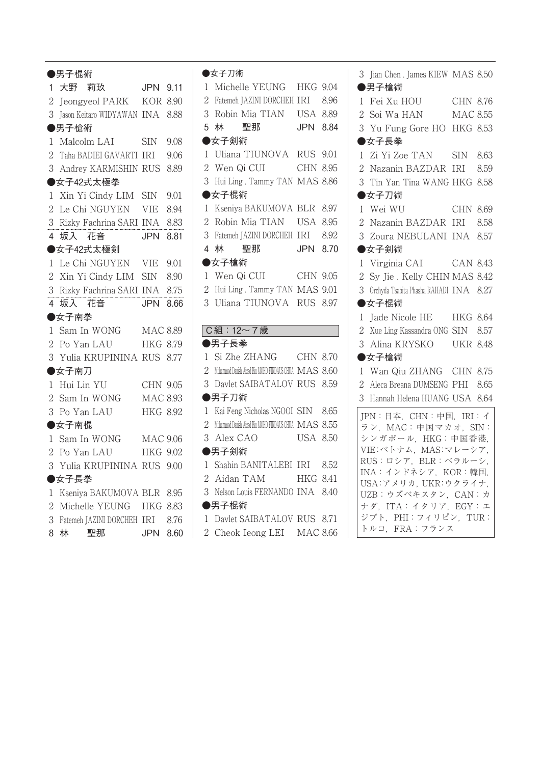●男子棍術

| | | | |
|---|---|---|---|
| 1 | 大野　莉玖 | JPN | 9.11 |
| 2 | Jeongyeol PARK | KOR | 8.90 |
| 3 | Jason Keitaro WIDYAWAN | INA | 8.88 |

●男子槍術

| | | | |
|---|---|---|---|
| 1 | Malcolm LAI | SIN | 9.08 |
| 2 | Taha BADIEI GAVARTI | IRI | 9.06 |
| 3 | Andrey KARMISHIN | RUS | 8.89 |

●女子42式太極拳

| | | | |
|---|---|---|---|
| 1 | Xin Yi Cindy LIM | SIN | 9.01 |
| 2 | Le Chi NGUYEN | VIE | 8.94 |
| 3 | Rizky Fachrina SARI | INA | 8.83 |
| 4 | 坂入　花音 | JPN | 8.81 |

●女子42式太極剣

| | | | |
|---|---|---|---|
| 1 | Le Chi NGUYEN | VIE | 9.01 |
| 2 | Xin Yi Cindy LIM | SIN | 8.90 |
| 3 | Rizky Fachrina SARI | INA | 8.75 |
| 4 | 坂入　花音 | JPN | 8.66 |

●女子南拳

| | | | |
|---|---|---|---|
| 1 | Sam In WONG | MAC | 8.89 |
| 2 | Po Yan LAU | HKG | 8.79 |
| 3 | Yulia KRUPININA | RUS | 8.77 |

●女子南刀

| | | | |
|---|---|---|---|
| 1 | Hui Lin YU | CHN | 9.05 |
| 2 | Sam In WONG | MAC | 8.93 |
| 3 | Po Yan LAU | HKG | 8.92 |

●女子南棍

| | | | |
|---|---|---|---|
| 1 | Sam In WONG | MAC | 9.06 |
| 2 | Po Yan LAU | HKG | 9.02 |
| 3 | Yulia KRUPININA | RUS | 9.00 |

●女子長拳

| | | | |
|---|---|---|---|
| 1 | Kseniya BAKUMOVA | BLR | 8.95 |
| 2 | Michelle YEUNG | HKG | 8.83 |
| 3 | Fatemeh JAZINI DORCHEH | IRI | 8.76 |
| 8 | 林　聖那 | JPN | 8.60 |

●女子刀術

| | | | |
|---|---|---|---|
| 1 | Michelle YEUNG | HKG | 9.04 |
| 2 | Fatemeh JAZINI DORCHEH | IRI | 8.96 |
| 3 | Robin Mia TIAN | USA | 8.89 |
| 5 | 林　聖那 | JPN | 8.84 |

●女子剣術

| | | | |
|---|---|---|---|
| 1 | Uliana TIUNOVA | RUS | 9.01 |
| 2 | Wen Qi CUI | CHN | 8.95 |
| 3 | Hui Ling . Tammy TAN | MAS | 8.86 |

●女子棍術

| | | | |
|---|---|---|---|
| 1 | Kseniya BAKUMOVA | BLR | 8.97 |
| 2 | Robin Mia TIAN | USA | 8.95 |
| 3 | Fatemeh JAZINI DORCHEH | IRI | 8.92 |
| 4 | 林　聖那 | JPN | 8.70 |

●女子槍術

| | | | |
|---|---|---|---|
| 1 | Wen Qi CUI | CHN | 9.05 |
| 2 | Hui Ling . Tammy TAN | MAS | 9.01 |
| 3 | Uliana TIUNOVA | RUS | 8.97 |

## C組：12～7歳

●男子長拳

| | | | |
|---|---|---|---|
| 1 | Si Zhe ZHANG | CHN | 8.70 |
| 2 | Muhammad Danish Aizad Bin MOHD FIRDAUS CHUA | MAS | 8.60 |
| 3 | Davlet SAIBATALOV | RUS | 8.59 |

●男子刀術

| | | | |
|---|---|---|---|
| 1 | Kai Feng Nicholas NGOOI | SIN | 8.65 |
| 2 | Muhammad Danish Aizad Bin MOHD FIRDAUS CHUA | MAS | 8.55 |
| 3 | Alex CAO | USA | 8.50 |

●男子剣術

| | | | |
|---|---|---|---|
| 1 | Shahin BANITALEBI | IRI | 8.52 |
| 2 | Aidan TAM | HKG | 8.41 |
| 3 | Nelson Louis FERNANDO | INA | 8.40 |

●男子棍術

| | | | |
|---|---|---|---|
| 1 | Davlet SAIBATALOV | RUS | 8.71 |
| 2 | Cheok Ieong LEI | MAC | 8.66 |
| 3 | Jian Chen . James KIEW | MAS | 8.50 |

●男子槍術

| | | | |
|---|---|---|---|
| 1 | Fei Xu HOU | CHN | 8.76 |
| 2 | Soi Wa HAN | MAC | 8.55 |
| 3 | Yu Fung Gore HO | HKG | 8.53 |

●女子長拳

| | | | |
|---|---|---|---|
| 1 | Zi Yi Zoe TAN | SIN | 8.63 |
| 2 | Nazanin BAZDAR | IRI | 8.59 |
| 3 | Tin Yan Tina WANG | HKG | 8.58 |

●女子刀術

| | | | |
|---|---|---|---|
| 1 | Wei WU | CHN | 8.69 |
| 2 | Nazanin BAZDAR | IRI | 8.58 |
| 3 | Zoura NEBULANI | INA | 8.57 |

●女子剣術

| | | | |
|---|---|---|---|
| 1 | Virginia CAI | CAN | 8.43 |
| 2 | Sy Jie . Kelly CHIN | MAS | 8.42 |
| 3 | Orchyda Tsabita Phasha RAHADI | INA | 8.27 |

●女子棍術

| | | | |
|---|---|---|---|
| 1 | Jade Nicole HE | HKG | 8.64 |
| 2 | Xue Ling Kassandra ONG | SIN | 8.57 |
| 3 | Alina KRYSKO | UKR | 8.48 |

●女子槍術

| | | | |
|---|---|---|---|
| 1 | Wan Qiu ZHANG | CHN | 8.75 |
| 2 | Aleca Breana DUMSENG | PHI | 8.65 |
| 3 | Hannah Helena HUANG | USA | 8.64 |

JPN：日本，CHN：中国，IRI：イラン，MAC：中国マカオ，SIN：シンガポール，HKG：中国香港，VIE：ベトナム，MAS：マレーシア，RUS：ロシア，BLR：ベラルーシ，INA：インドネシア，KOR：韓国，USA：アメリカ，UKR：ウクライナ，UZB：ウズベキスタン，CAN：カナダ，ITA：イタリア，EGY：エジプト，PHI：フィリピン，TUR：トルコ，FRA：フランス